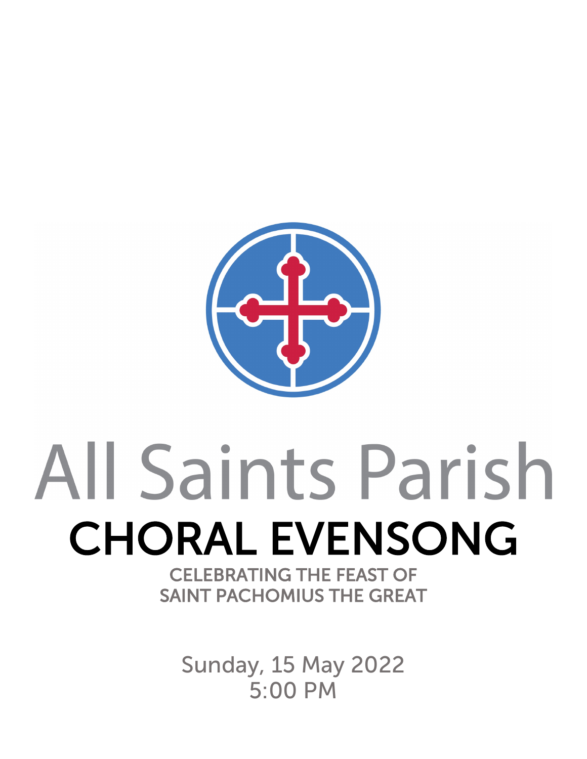# All Saints Parish

## CHORAL EVENSONG

CELEBRATING THE FEAST OF
SAINT PACHOMIUS THE GREAT

Sunday, 15 May 2022
5:00 PM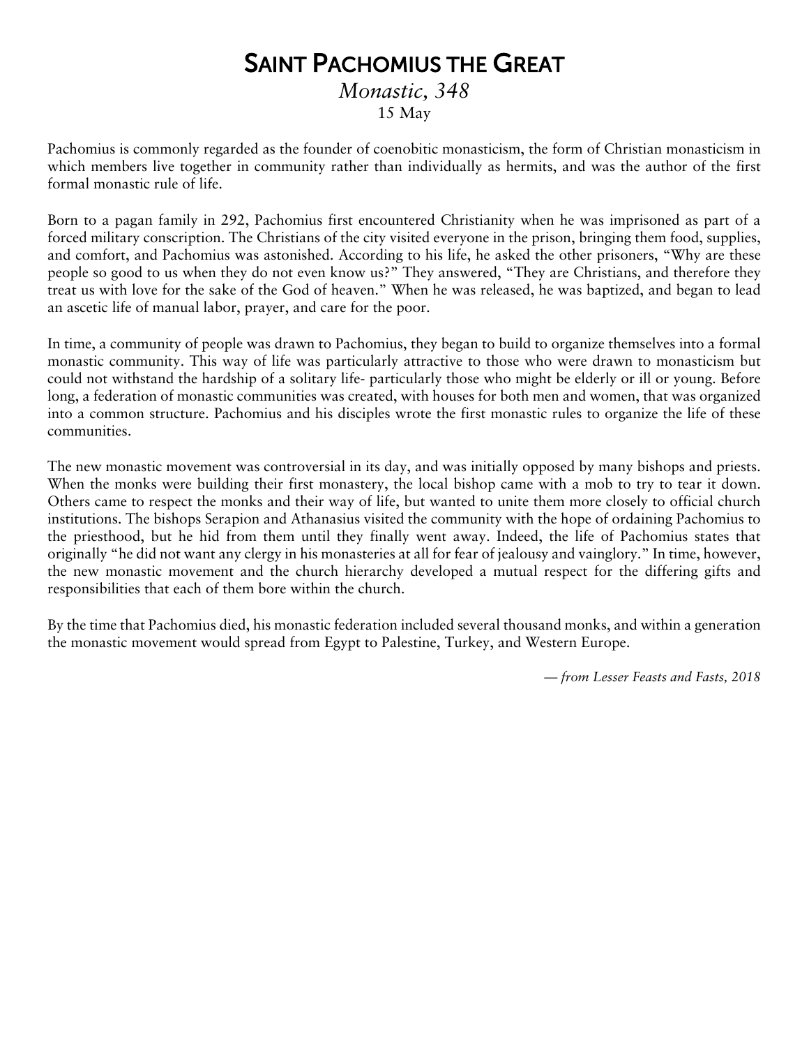# Saint Pachomius the Great

*Monastic, 348*

15 May

Pachomius is commonly regarded as the founder of coenobitic monasticism, the form of Christian monasticism in which members live together in community rather than individually as hermits, and was the author of the first formal monastic rule of life.

Born to a pagan family in 292, Pachomius first encountered Christianity when he was imprisoned as part of a forced military conscription. The Christians of the city visited everyone in the prison, bringing them food, supplies, and comfort, and Pachomius was astonished. According to his life, he asked the other prisoners, "Why are these people so good to us when they do not even know us?" They answered, "They are Christians, and therefore they treat us with love for the sake of the God of heaven." When he was released, he was baptized, and began to lead an ascetic life of manual labor, prayer, and care for the poor.

In time, a community of people was drawn to Pachomius, they began to build to organize themselves into a formal monastic community. This way of life was particularly attractive to those who were drawn to monasticism but could not withstand the hardship of a solitary life- particularly those who might be elderly or ill or young. Before long, a federation of monastic communities was created, with houses for both men and women, that was organized into a common structure. Pachomius and his disciples wrote the first monastic rules to organize the life of these communities.

The new monastic movement was controversial in its day, and was initially opposed by many bishops and priests. When the monks were building their first monastery, the local bishop came with a mob to try to tear it down. Others came to respect the monks and their way of life, but wanted to unite them more closely to official church institutions. The bishops Serapion and Athanasius visited the community with the hope of ordaining Pachomius to the priesthood, but he hid from them until they finally went away. Indeed, the life of Pachomius states that originally "he did not want any clergy in his monasteries at all for fear of jealousy and vainglory." In time, however, the new monastic movement and the church hierarchy developed a mutual respect for the differing gifts and responsibilities that each of them bore within the church.

By the time that Pachomius died, his monastic federation included several thousand monks, and within a generation the monastic movement would spread from Egypt to Palestine, Turkey, and Western Europe.

*— from Lesser Feasts and Fasts, 2018*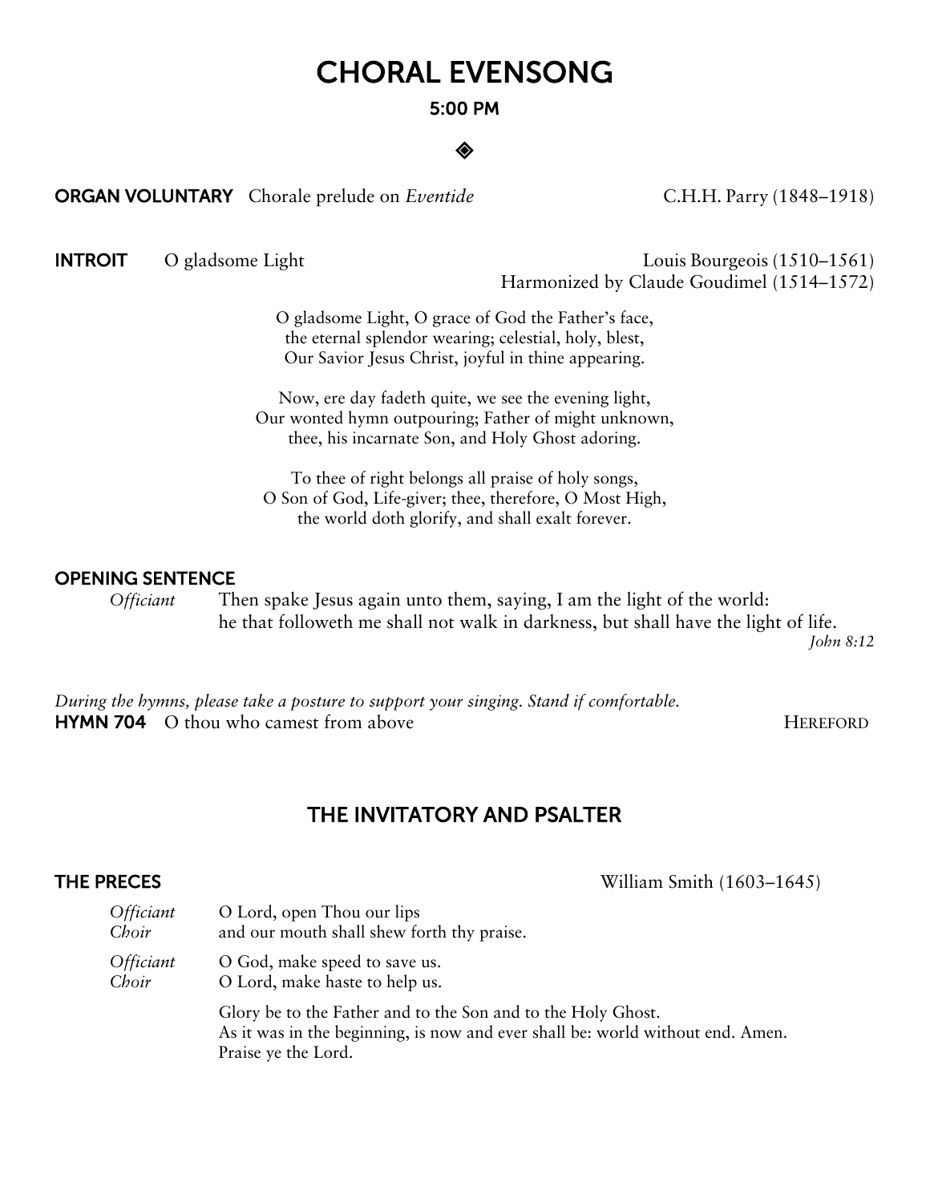# CHORAL EVENSONG

**5:00 PM**

◈

**ORGAN VOLUNTARY** Chorale prelude on *Eventide* C.H.H. Parry (1848–1918)

**INTROIT** O gladsome Light Louis Bourgeois (1510–1561)
Harmonized by Claude Goudimel (1514–1572)

O gladsome Light, O grace of God the Father's face,
the eternal splendor wearing; celestial, holy, blest,
Our Savior Jesus Christ, joyful in thine appearing.

Now, ere day fadeth quite, we see the evening light,
Our wonted hymn outpouring; Father of might unknown,
thee, his incarnate Son, and Holy Ghost adoring.

To thee of right belongs all praise of holy songs,
O Son of God, Life-giver; thee, therefore, O Most High,
the world doth glorify, and shall exalt forever.

**OPENING SENTENCE**

*Officiant* Then spake Jesus again unto them, saying, I am the light of the world:
he that followeth me shall not walk in darkness, but shall have the light of life.
*John 8:12*

*During the hymns, please take a posture to support your singing. Stand if comfortable.*

**HYMN 704** O thou who camest from above HEREFORD

## THE INVITATORY AND PSALTER

**THE PRECES** William Smith (1603–1645)

*Officiant* O Lord, open Thou our lips
*Choir* and our mouth shall shew forth thy praise.

*Officiant* O God, make speed to save us.
*Choir* O Lord, make haste to help us.

Glory be to the Father and to the Son and to the Holy Ghost.
As it was in the beginning, is now and ever shall be: world without end. Amen.
Praise ye the Lord.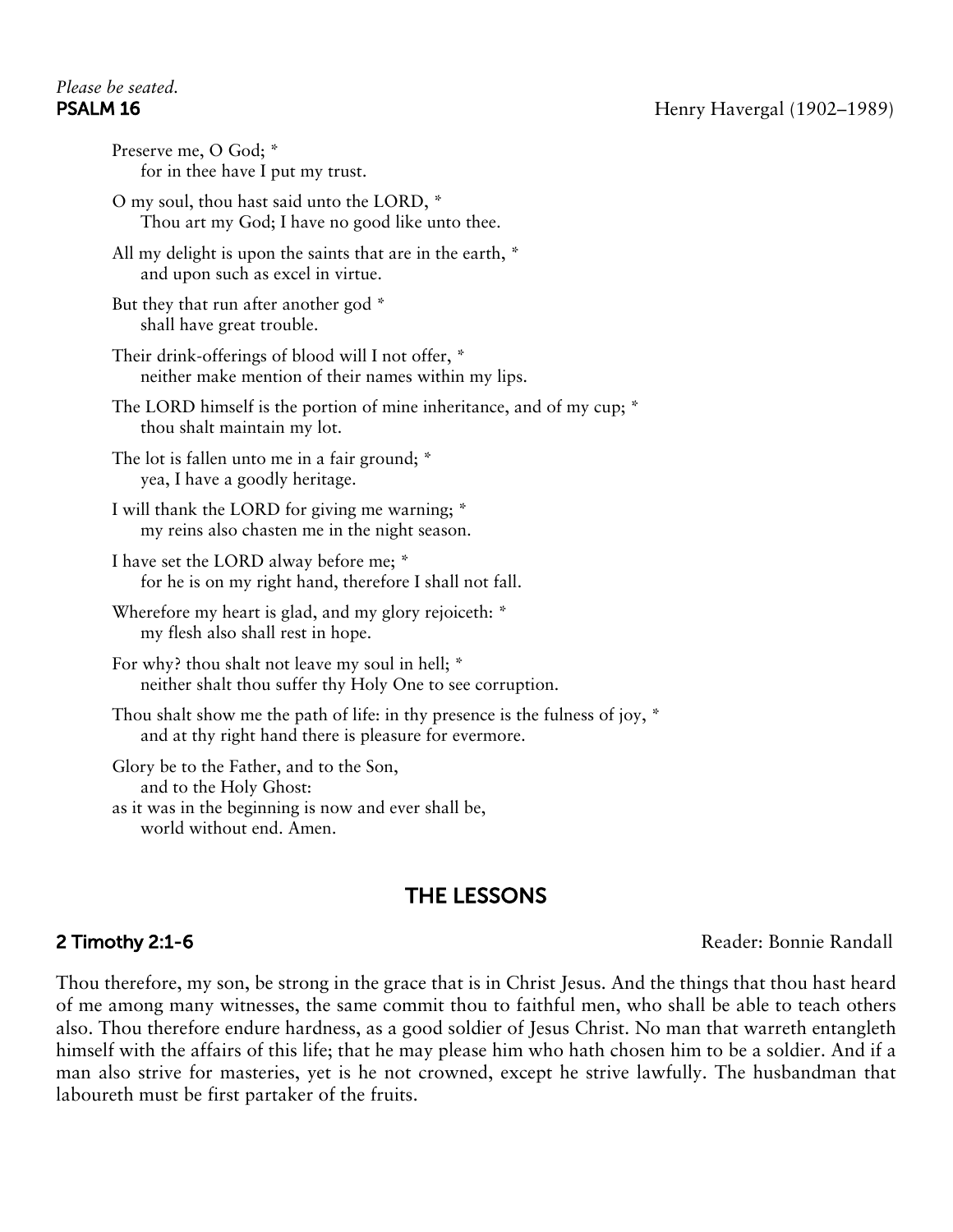*Please be seated.*

**PSALM 16** Henry Havergal (1902–1989)

Preserve me, O God; *
 for in thee have I put my trust.

O my soul, thou hast said unto the LORD, *
 Thou art my God; I have no good like unto thee.

All my delight is upon the saints that are in the earth, *
 and upon such as excel in virtue.

But they that run after another god *
 shall have great trouble.

Their drink-offerings of blood will I not offer, *
 neither make mention of their names within my lips.

The LORD himself is the portion of mine inheritance, and of my cup; *
 thou shalt maintain my lot.

The lot is fallen unto me in a fair ground; *
 yea, I have a goodly heritage.

I will thank the LORD for giving me warning; *
 my reins also chasten me in the night season.

I have set the LORD alway before me; *
 for he is on my right hand, therefore I shall not fall.

Wherefore my heart is glad, and my glory rejoiceth: *
 my flesh also shall rest in hope.

For why? thou shalt not leave my soul in hell; *
 neither shalt thou suffer thy Holy One to see corruption.

Thou shalt show me the path of life: in thy presence is the fulness of joy, *
 and at thy right hand there is pleasure for evermore.

Glory be to the Father, and to the Son,
 and to the Holy Ghost:
as it was in the beginning is now and ever shall be,
 world without end. Amen.

## THE LESSONS

**2 Timothy 2:1-6** Reader: Bonnie Randall

Thou therefore, my son, be strong in the grace that is in Christ Jesus. And the things that thou hast heard of me among many witnesses, the same commit thou to faithful men, who shall be able to teach others also. Thou therefore endure hardness, as a good soldier of Jesus Christ. No man that warreth entangleth himself with the affairs of this life; that he may please him who hath chosen him to be a soldier. And if a man also strive for masteries, yet is he not crowned, except he strive lawfully. The husbandman that laboureth must be first partaker of the fruits.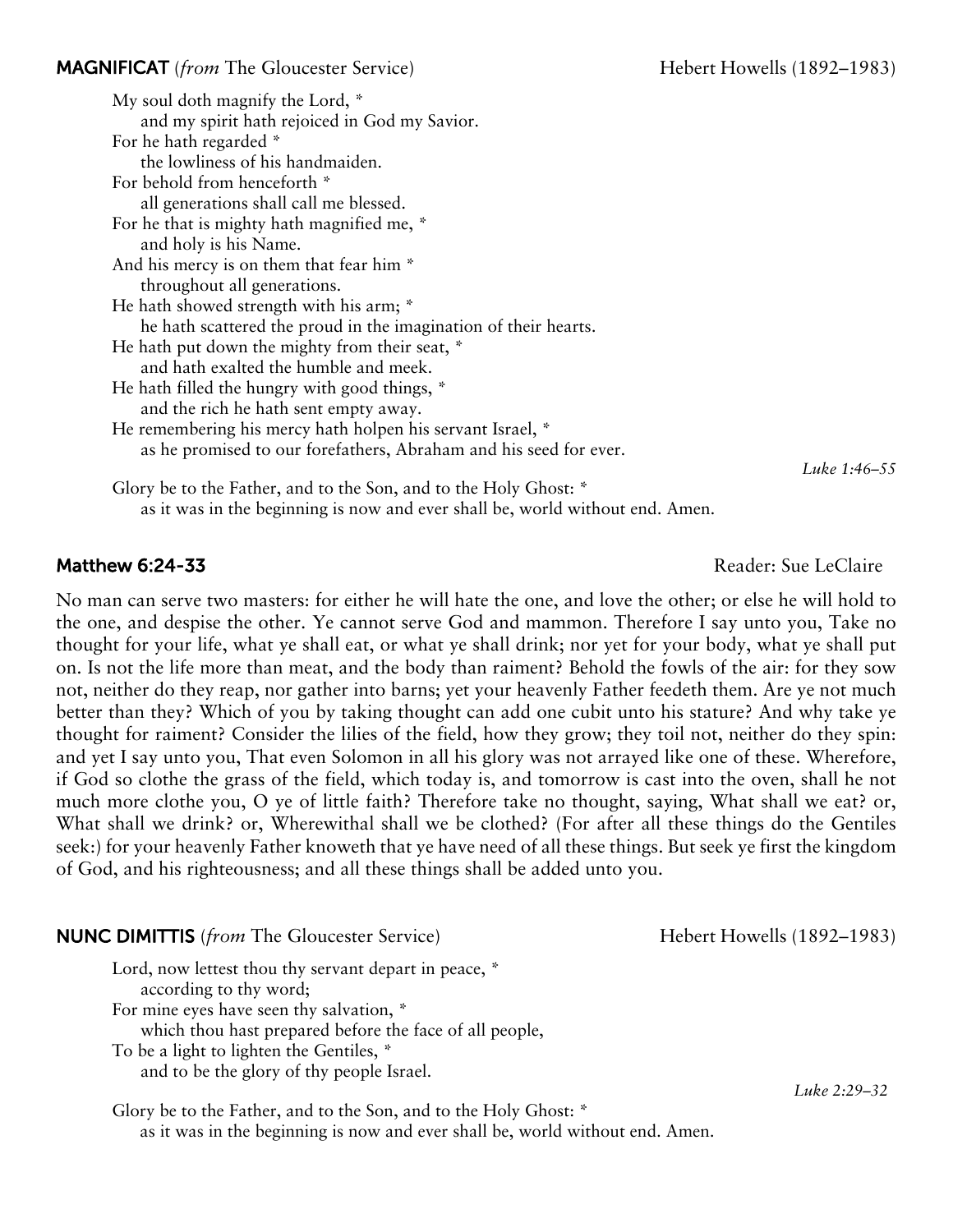**MAGNIFICAT** (*from* The Gloucester Service) Hebert Howells (1892–1983)

My soul doth magnify the Lord, *
  and my spirit hath rejoiced in God my Savior.
For he hath regarded *
  the lowliness of his handmaiden.
For behold from henceforth *
  all generations shall call me blessed.
For he that is mighty hath magnified me, *
  and holy is his Name.
And his mercy is on them that fear him *
  throughout all generations.
He hath showed strength with his arm; *
  he hath scattered the proud in the imagination of their hearts.
He hath put down the mighty from their seat, *
  and hath exalted the humble and meek.
He hath filled the hungry with good things, *
  and the rich he hath sent empty away.
He remembering his mercy hath holpen his servant Israel, *
  as he promised to our forefathers, Abraham and his seed for ever.

*Luke 1:46–55*

Glory be to the Father, and to the Son, and to the Holy Ghost: *
  as it was in the beginning is now and ever shall be, world without end. Amen.

**Matthew 6:24-33** Reader: Sue LeClaire

No man can serve two masters: for either he will hate the one, and love the other; or else he will hold to the one, and despise the other. Ye cannot serve God and mammon. Therefore I say unto you, Take no thought for your life, what ye shall eat, or what ye shall drink; nor yet for your body, what ye shall put on. Is not the life more than meat, and the body than raiment? Behold the fowls of the air: for they sow not, neither do they reap, nor gather into barns; yet your heavenly Father feedeth them. Are ye not much better than they? Which of you by taking thought can add one cubit unto his stature? And why take ye thought for raiment? Consider the lilies of the field, how they grow; they toil not, neither do they spin: and yet I say unto you, That even Solomon in all his glory was not arrayed like one of these. Wherefore, if God so clothe the grass of the field, which today is, and tomorrow is cast into the oven, shall he not much more clothe you, O ye of little faith? Therefore take no thought, saying, What shall we eat? or, What shall we drink? or, Wherewithal shall we be clothed? (For after all these things do the Gentiles seek:) for your heavenly Father knoweth that ye have need of all these things. But seek ye first the kingdom of God, and his righteousness; and all these things shall be added unto you.

**NUNC DIMITTIS** (*from* The Gloucester Service) Hebert Howells (1892–1983)

Lord, now lettest thou thy servant depart in peace, *
  according to thy word;
For mine eyes have seen thy salvation, *
  which thou hast prepared before the face of all people,
To be a light to lighten the Gentiles, *
  and to be the glory of thy people Israel.

*Luke 2:29–32*

Glory be to the Father, and to the Son, and to the Holy Ghost: *
  as it was in the beginning is now and ever shall be, world without end. Amen.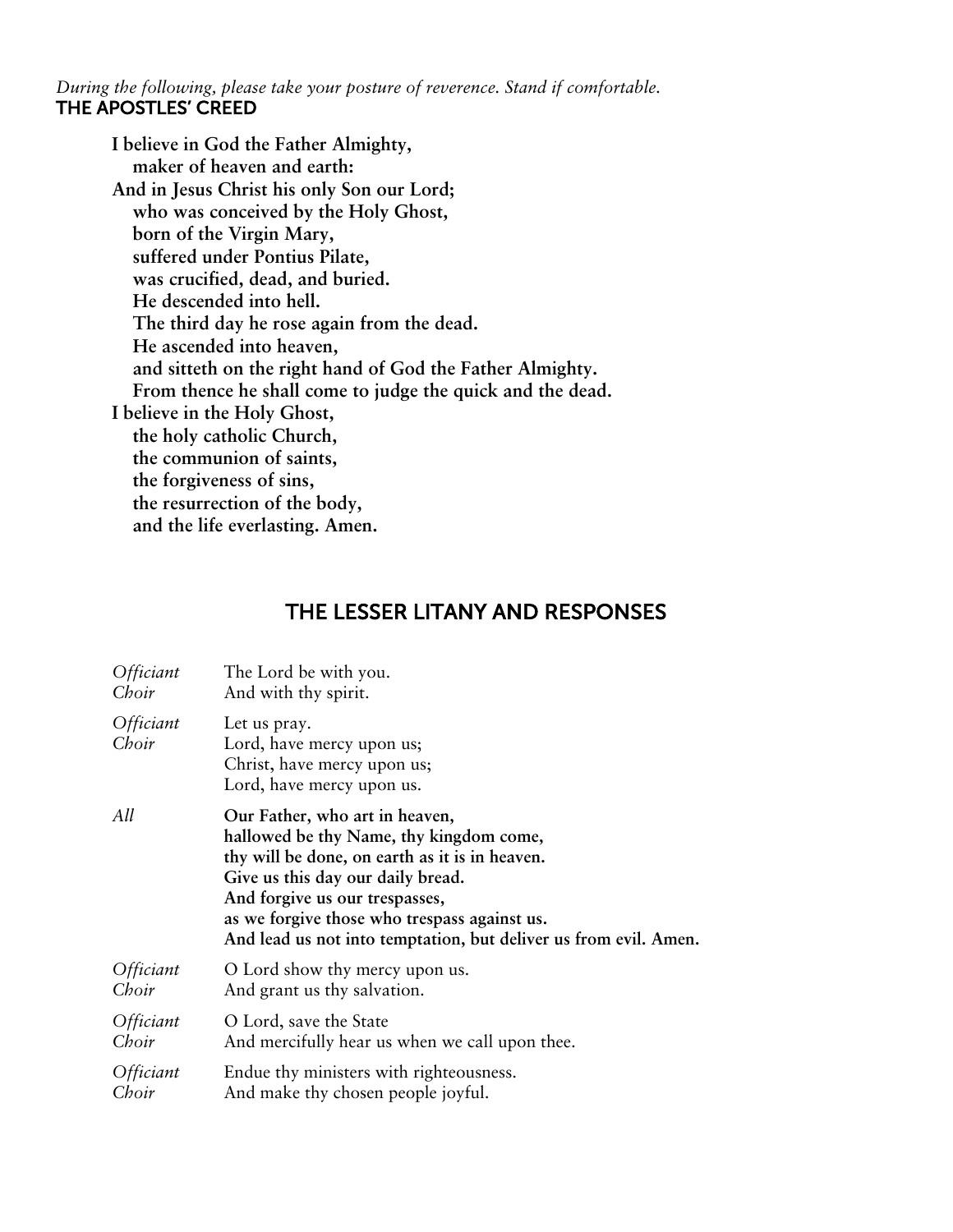*During the following, please take your posture of reverence. Stand if comfortable.*

## THE APOSTLES' CREED

**I believe in God the Father Almighty,**
**maker of heaven and earth:**
**And in Jesus Christ his only Son our Lord;**
**who was conceived by the Holy Ghost,**
**born of the Virgin Mary,**
**suffered under Pontius Pilate,**
**was crucified, dead, and buried.**
**He descended into hell.**
**The third day he rose again from the dead.**
**He ascended into heaven,**
**and sitteth on the right hand of God the Father Almighty.**
**From thence he shall come to judge the quick and the dead.**
**I believe in the Holy Ghost,**
**the holy catholic Church,**
**the communion of saints,**
**the forgiveness of sins,**
**the resurrection of the body,**
**and the life everlasting. Amen.**

## THE LESSER LITANY AND RESPONSES

*Officiant* The Lord be with you.
*Choir* And with thy spirit.

*Officiant* Let us pray.
*Choir* Lord, have mercy upon us;
Christ, have mercy upon us;
Lord, have mercy upon us.

*All* **Our Father, who art in heaven,**
**hallowed be thy Name, thy kingdom come,**
**thy will be done, on earth as it is in heaven.**
**Give us this day our daily bread.**
**And forgive us our trespasses,**
**as we forgive those who trespass against us.**
**And lead us not into temptation, but deliver us from evil. Amen.**

*Officiant* O Lord show thy mercy upon us.
*Choir* And grant us thy salvation.

*Officiant* O Lord, save the State
*Choir* And mercifully hear us when we call upon thee.

*Officiant* Endue thy ministers with righteousness.
*Choir* And make thy chosen people joyful.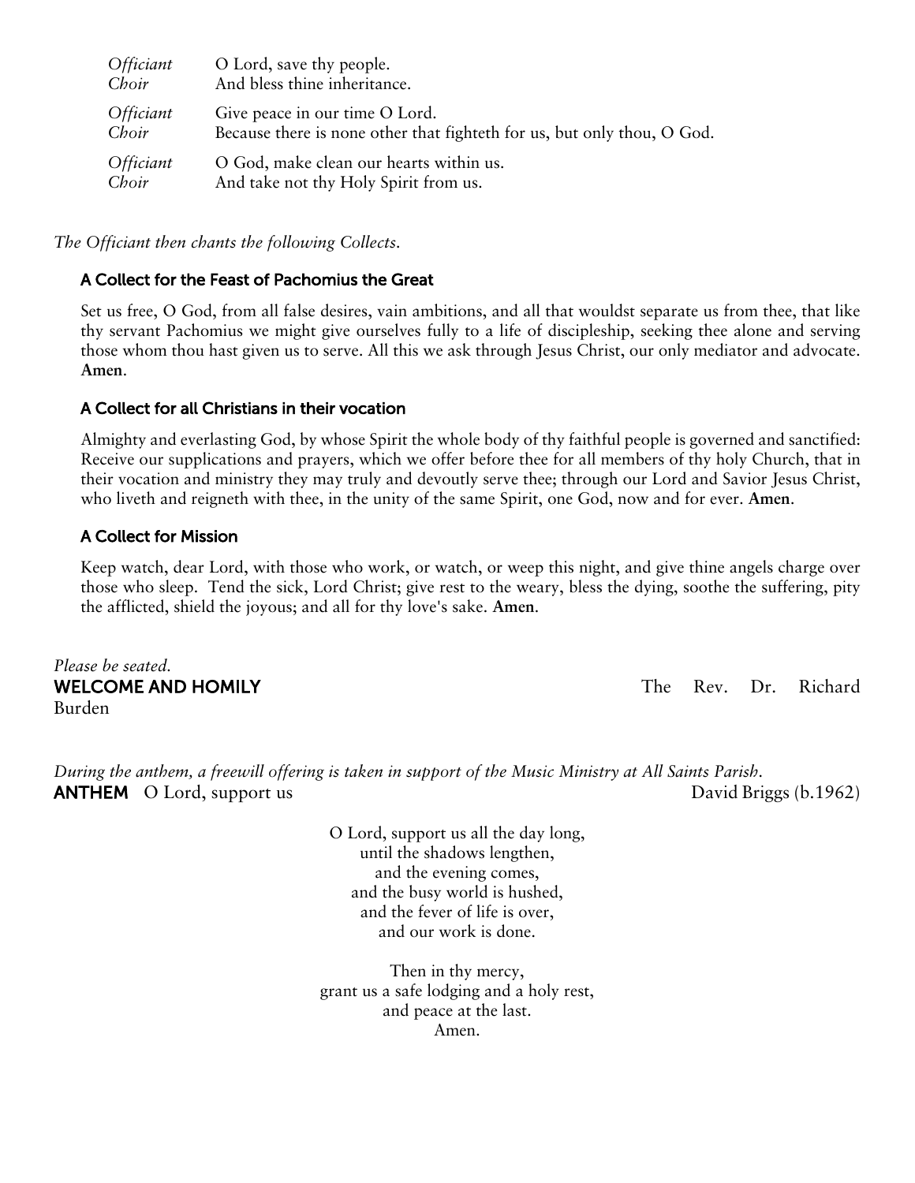| | |
|---|---|
| *Officiant* | O Lord, save thy people. |
| *Choir* | And bless thine inheritance. |
| *Officiant* | Give peace in our time O Lord. |
| *Choir* | Because there is none other that fighteth for us, but only thou, O God. |
| *Officiant* | O God, make clean our hearts within us. |
| *Choir* | And take not thy Holy Spirit from us. |

*The Officiant then chants the following Collects.*

### A Collect for the Feast of Pachomius the Great

Set us free, O God, from all false desires, vain ambitions, and all that wouldst separate us from thee, that like thy servant Pachomius we might give ourselves fully to a life of discipleship, seeking thee alone and serving those whom thou hast given us to serve. All this we ask through Jesus Christ, our only mediator and advocate. **Amen**.

### A Collect for all Christians in their vocation

Almighty and everlasting God, by whose Spirit the whole body of thy faithful people is governed and sanctified: Receive our supplications and prayers, which we offer before thee for all members of thy holy Church, that in their vocation and ministry they may truly and devoutly serve thee; through our Lord and Savior Jesus Christ, who liveth and reigneth with thee, in the unity of the same Spirit, one God, now and for ever. **Amen**.

### A Collect for Mission

Keep watch, dear Lord, with those who work, or watch, or weep this night, and give thine angels charge over those who sleep. Tend the sick, Lord Christ; give rest to the weary, bless the dying, soothe the suffering, pity the afflicted, shield the joyous; and all for thy love's sake. **Amen**.

*Please be seated.*

**WELCOME AND HOMILY** The Rev. Dr. Richard Burden

*During the anthem, a freewill offering is taken in support of the Music Ministry at All Saints Parish.*

**ANTHEM** O Lord, support us David Briggs (b.1962)

O Lord, support us all the day long,
until the shadows lengthen,
and the evening comes,
and the busy world is hushed,
and the fever of life is over,
and our work is done.

Then in thy mercy,
grant us a safe lodging and a holy rest,
and peace at the last.
Amen.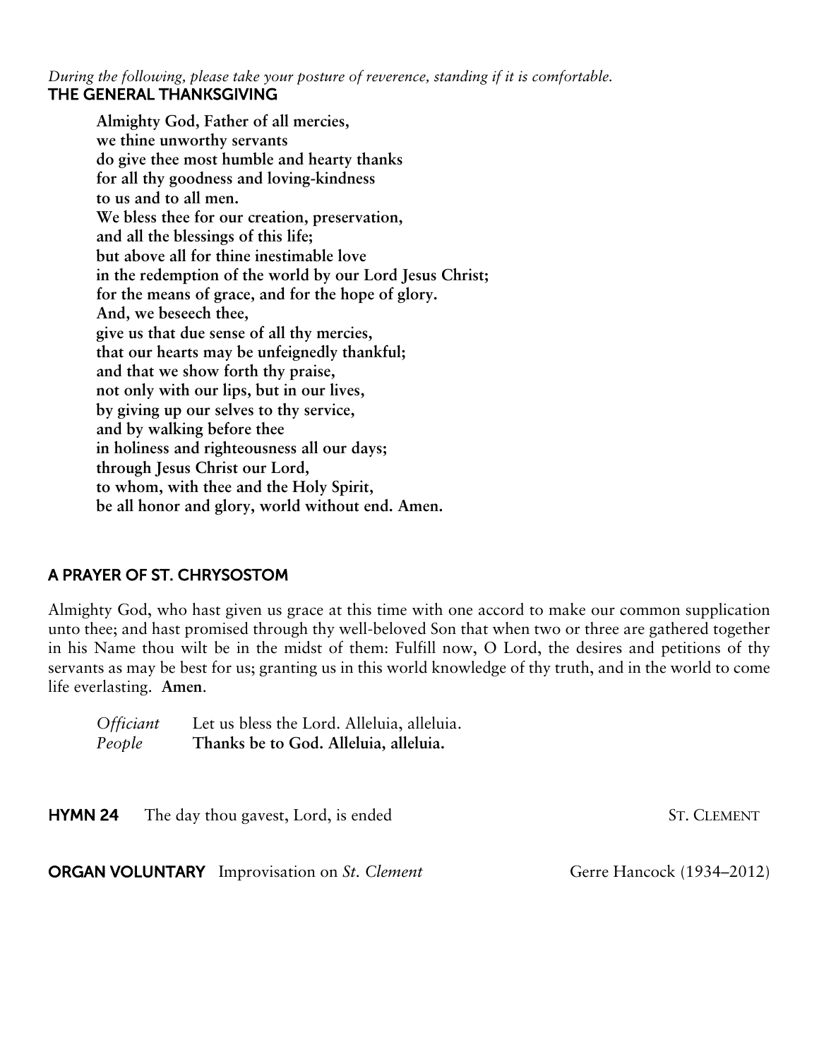*During the following, please take your posture of reverence, standing if it is comfortable.*

## THE GENERAL THANKSGIVING

**Almighty God, Father of all mercies,**
**we thine unworthy servants**
**do give thee most humble and hearty thanks**
**for all thy goodness and loving-kindness**
**to us and to all men.**
**We bless thee for our creation, preservation,**
**and all the blessings of this life;**
**but above all for thine inestimable love**
**in the redemption of the world by our Lord Jesus Christ;**
**for the means of grace, and for the hope of glory.**
**And, we beseech thee,**
**give us that due sense of all thy mercies,**
**that our hearts may be unfeignedly thankful;**
**and that we show forth thy praise,**
**not only with our lips, but in our lives,**
**by giving up our selves to thy service,**
**and by walking before thee**
**in holiness and righteousness all our days;**
**through Jesus Christ our Lord,**
**to whom, with thee and the Holy Spirit,**
**be all honor and glory, world without end. Amen.**

## A PRAYER OF ST. CHRYSOSTOM

Almighty God, who hast given us grace at this time with one accord to make our common supplication unto thee; and hast promised through thy well-beloved Son that when two or three are gathered together in his Name thou wilt be in the midst of them: Fulfill now, O Lord, the desires and petitions of thy servants as may be best for us; granting us in this world knowledge of thy truth, and in the world to come life everlasting. **Amen**.

*Officiant* Let us bless the Lord. Alleluia, alleluia.
*People* **Thanks be to God. Alleluia, alleluia.**

**HYMN 24** The day thou gavest, Lord, is ended — ST. CLEMENT

**ORGAN VOLUNTARY** Improvisation on *St. Clement* — Gerre Hancock (1934–2012)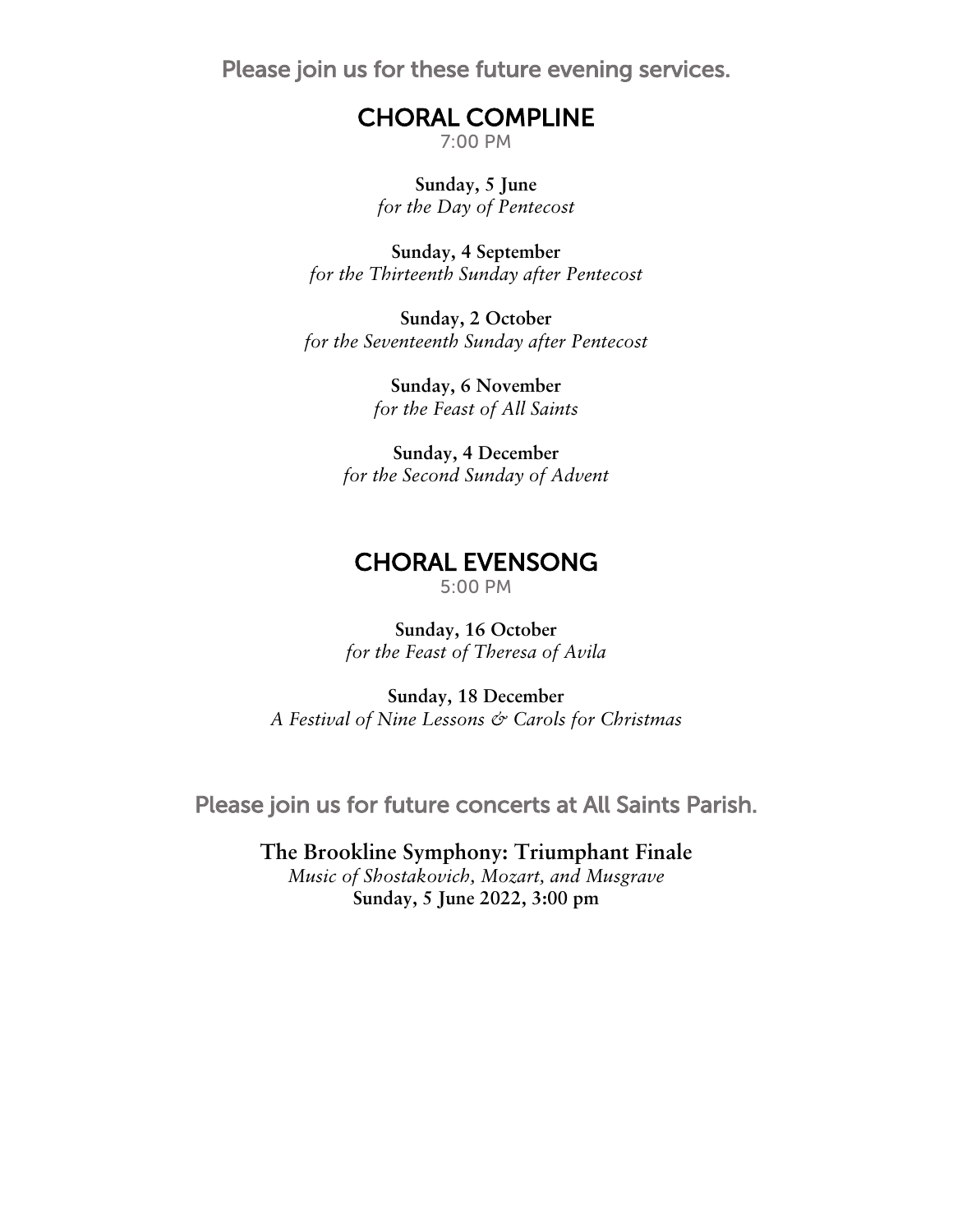Please join us for these future evening services.

## CHORAL COMPLINE

7:00 PM

**Sunday, 5 June**
*for the Day of Pentecost*

**Sunday, 4 September**
*for the Thirteenth Sunday after Pentecost*

**Sunday, 2 October**
*for the Seventeenth Sunday after Pentecost*

**Sunday, 6 November**
*for the Feast of All Saints*

**Sunday, 4 December**
*for the Second Sunday of Advent*

## CHORAL EVENSONG

5:00 PM

**Sunday, 16 October**
*for the Feast of Theresa of Avila*

**Sunday, 18 December**
*A Festival of Nine Lessons & Carols for Christmas*

Please join us for future concerts at All Saints Parish.

**The Brookline Symphony: Triumphant Finale**
*Music of Shostakovich, Mozart, and Musgrave*
**Sunday, 5 June 2022, 3:00 pm**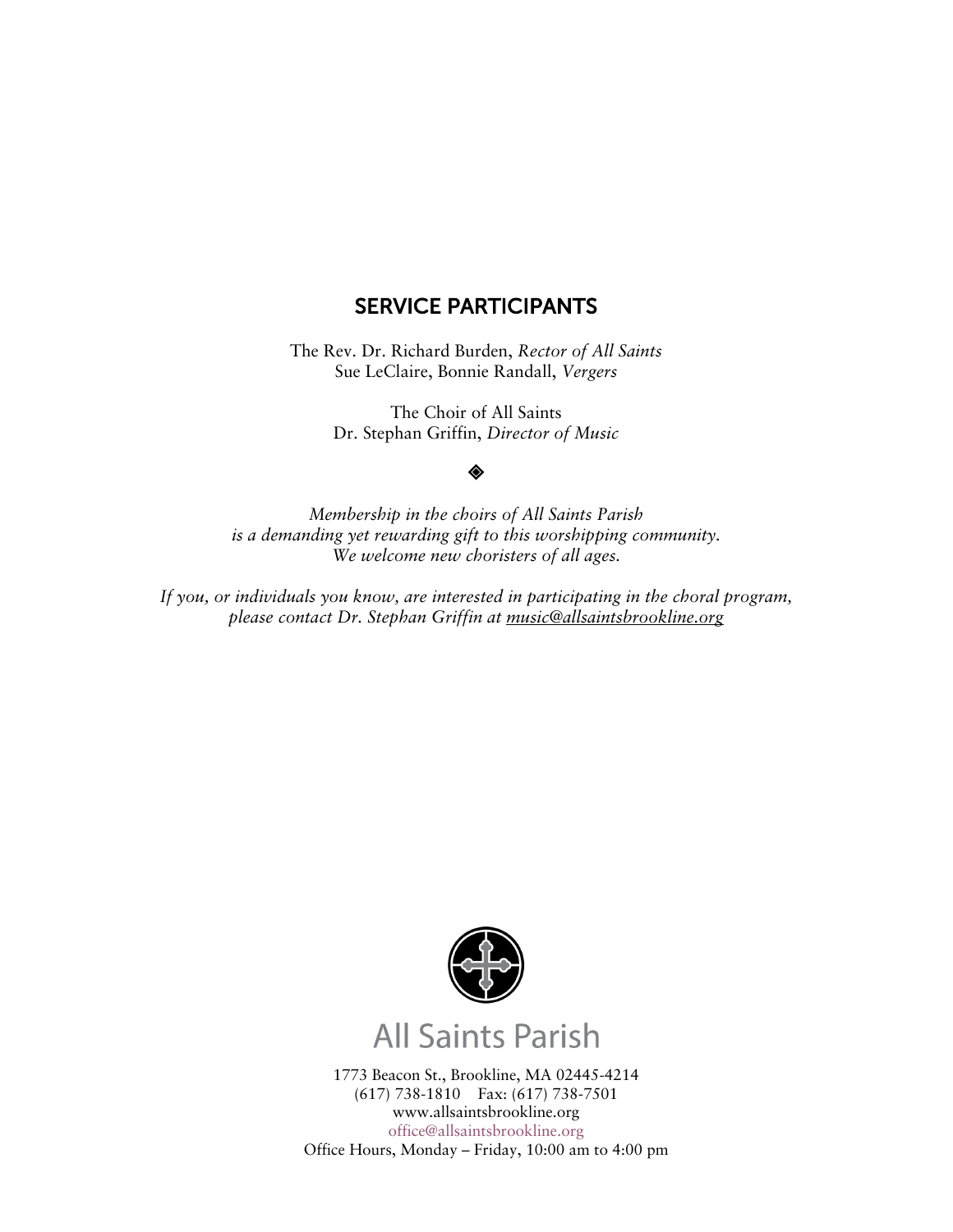## SERVICE PARTICIPANTS

The Rev. Dr. Richard Burden, *Rector of All Saints*
Sue LeClaire, Bonnie Randall, *Vergers*

The Choir of All Saints
Dr. Stephan Griffin, *Director of Music*

◈

*Membership in the choirs of All Saints Parish*
*is a demanding yet rewarding gift to this worshipping community.*
*We welcome new choristers of all ages.*

*If you, or individuals you know, are interested in participating in the choral program,*
*please contact Dr. Stephan Griffin at music@allsaintsbrookline.org*

All Saints Parish

1773 Beacon St., Brookline, MA 02445-4214
(617) 738-1810 Fax: (617) 738-7501
www.allsaintsbrookline.org
office@allsaintsbrookline.org
Office Hours, Monday – Friday, 10:00 am to 4:00 pm